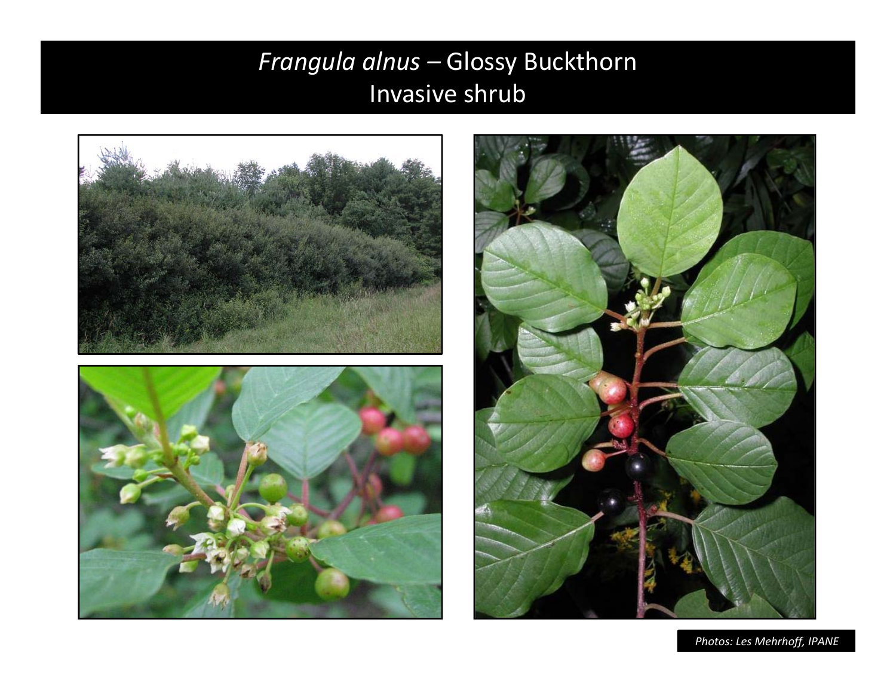# *Frangula alnus* – Glossy Buckthorn
## Invasive shrub

*Photos: Les Mehrhoff, IPANE*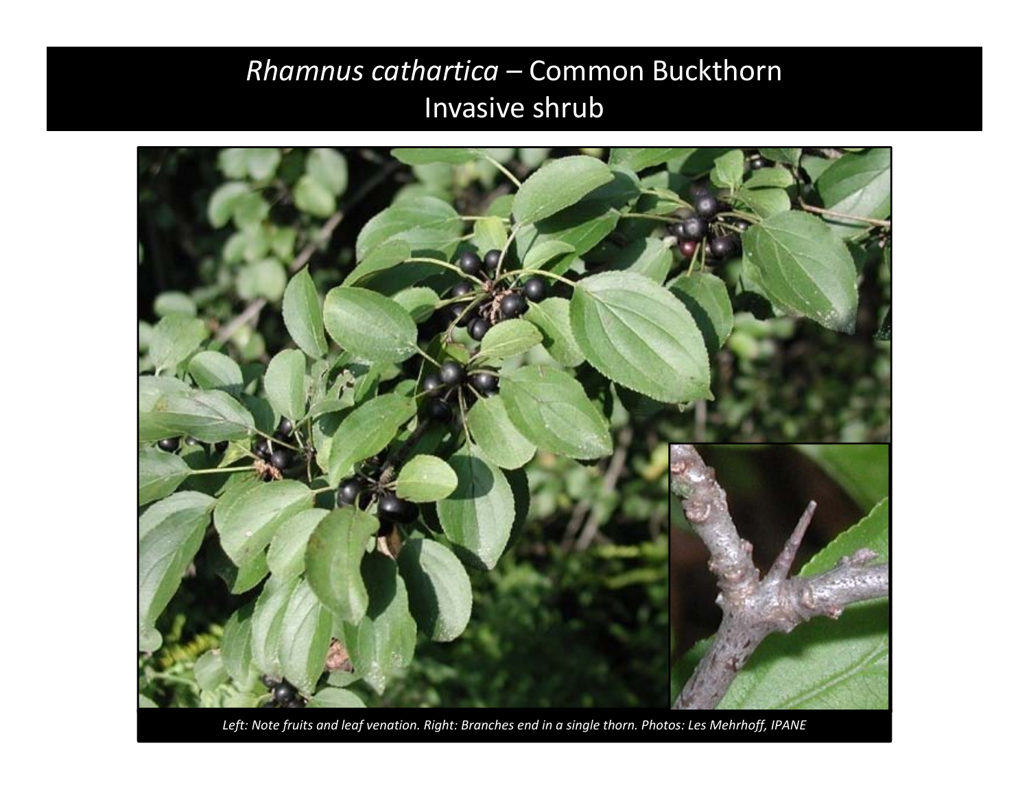# *Rhamnus cathartica* – Common Buckthorn
# Invasive shrub

*Left: Note fruits and leaf venation. Right: Branches end in a single thorn. Photos: Les Mehrhoff, IPANE*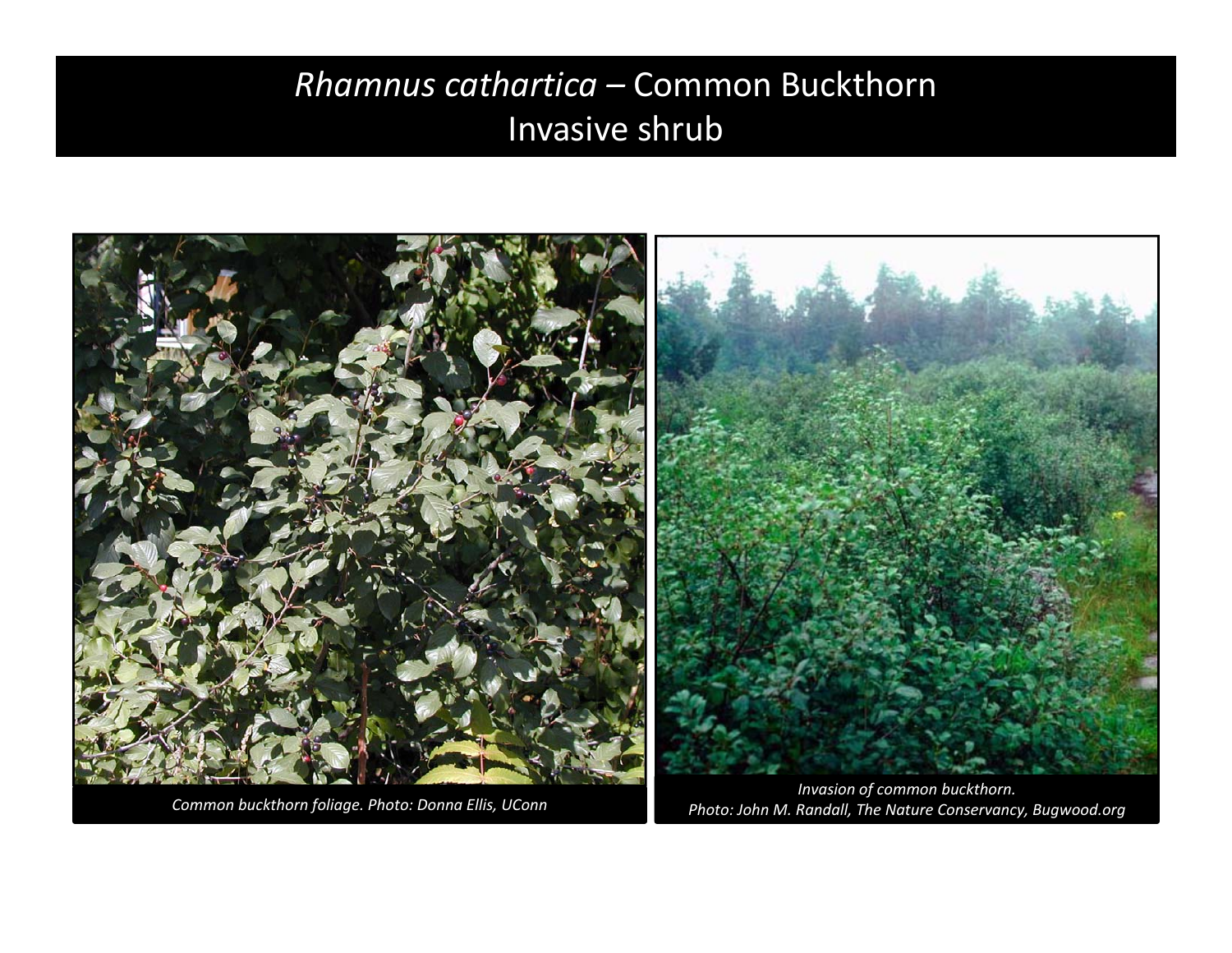# *Rhamnus cathartica* – Common Buckthorn
## Invasive shrub

*Common buckthorn foliage. Photo: Donna Ellis, UConn*

*Invasion of common buckthorn.*
*Photo: John M. Randall, The Nature Conservancy, Bugwood.org*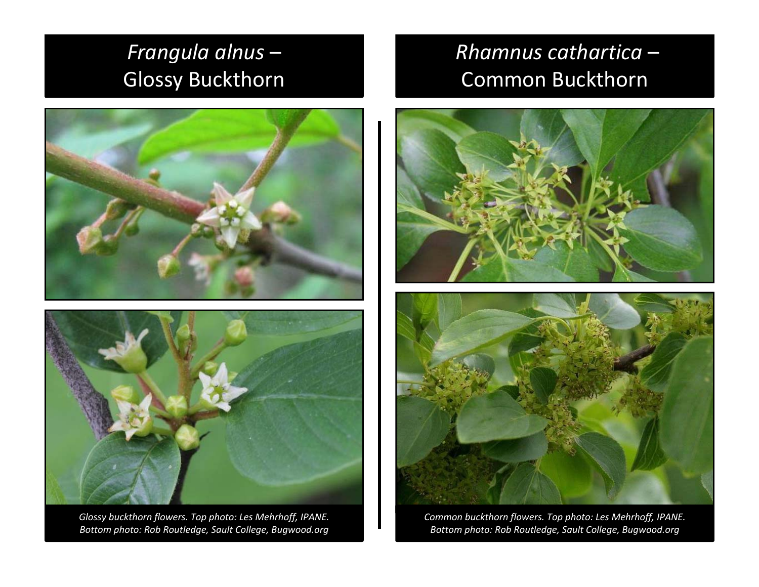## *Frangula alnus* – Glossy Buckthorn

*Glossy buckthorn flowers. Top photo: Les Mehrhoff, IPANE. Bottom photo: Rob Routledge, Sault College, Bugwood.org*

## *Rhamnus cathartica* – Common Buckthorn

*Common buckthorn flowers. Top photo: Les Mehrhoff, IPANE. Bottom photo: Rob Routledge, Sault College, Bugwood.org*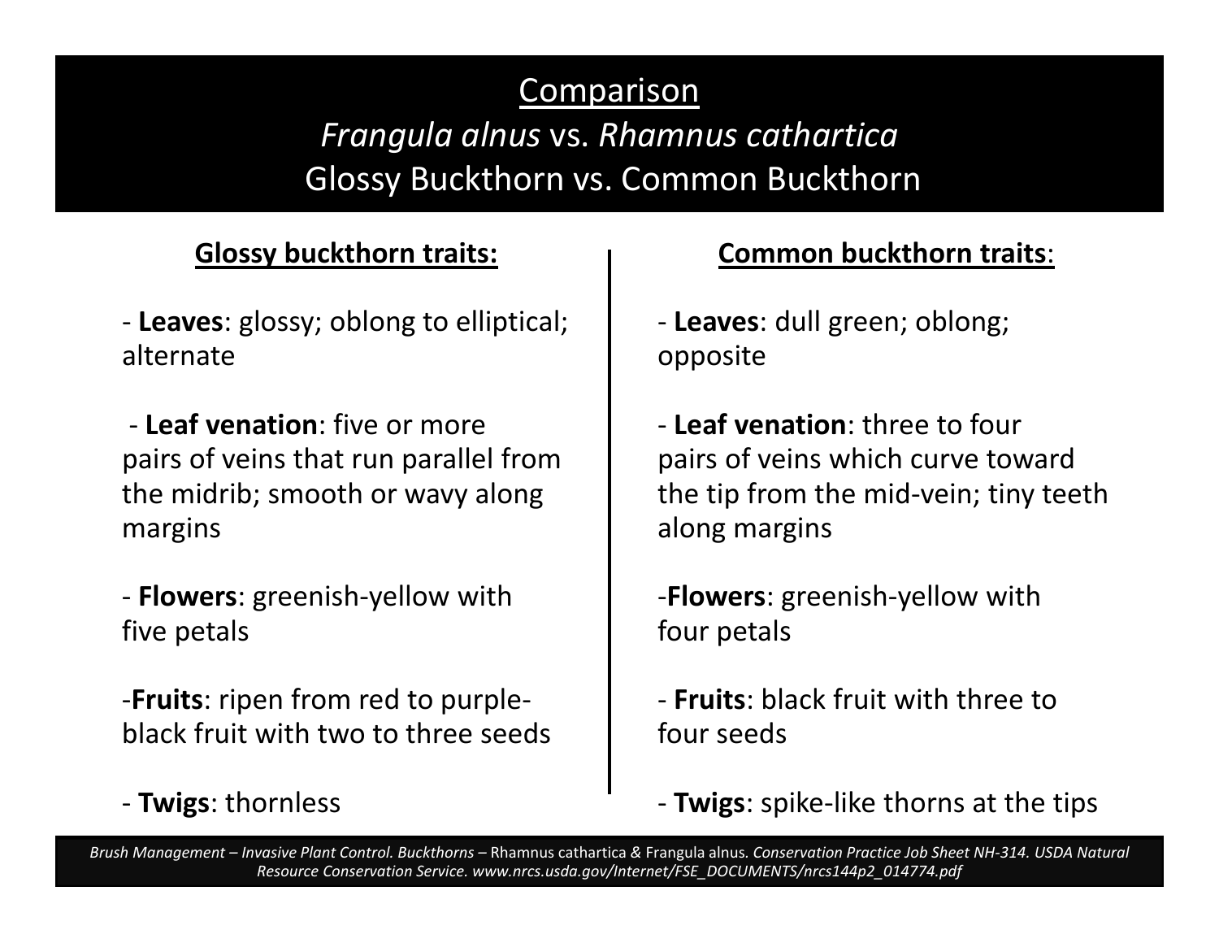# Comparison

## *Frangula alnus* vs. *Rhamnus cathartica*

## Glossy Buckthorn vs. Common Buckthorn

**Glossy buckthorn traits:**

- **Leaves**: glossy; oblong to elliptical; alternate

- **Leaf venation**: five or more pairs of veins that run parallel from the midrib; smooth or wavy along margins

- **Flowers**: greenish-yellow with five petals

- **Fruits**: ripen from red to purple-black fruit with two to three seeds

- **Twigs**: thornless

**Common buckthorn traits**:

- **Leaves**: dull green; oblong; opposite

- **Leaf venation**: three to four pairs of veins which curve toward the tip from the mid-vein; tiny teeth along margins

- **Flowers**: greenish-yellow with four petals

- **Fruits**: black fruit with three to four seeds

- **Twigs**: spike-like thorns at the tips

*Brush Management – Invasive Plant Control. Buckthorns –* Rhamnus cathartica & Frangula alnus. *Conservation Practice Job Sheet NH-314. USDA Natural Resource Conservation Service. www.nrcs.usda.gov/Internet/FSE_DOCUMENTS/nrcs144p2_014774.pdf*